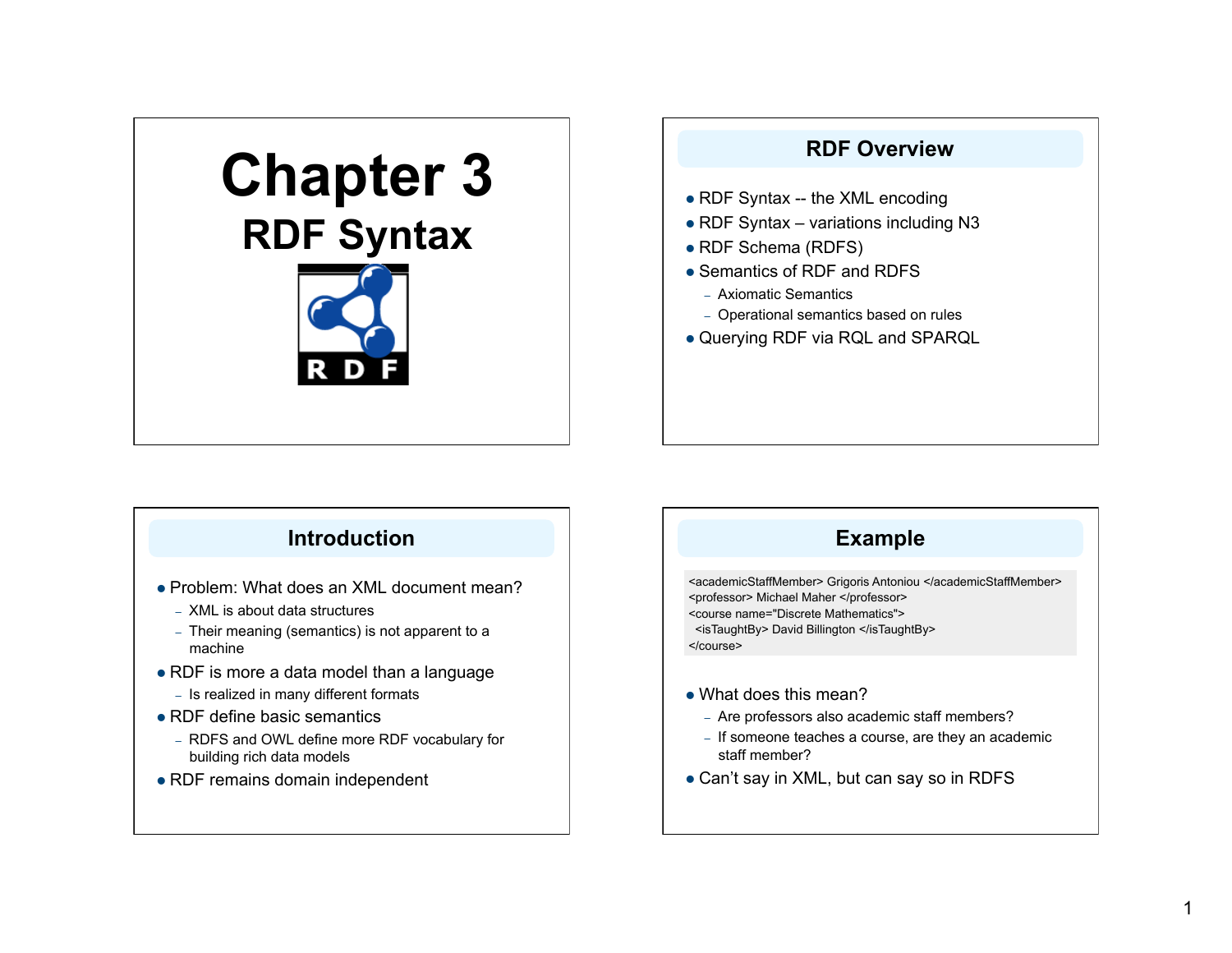# Chapter 3

## RDF Syntax

## RDF Overview

- RDF Syntax -- the XML encoding
- RDF Syntax – variations including N3
- RDF Schema (RDFS)
- Semantics of RDF and RDFS
  - Axiomatic Semantics
  - Operational semantics based on rules
- Querying RDF via RQL and SPARQL

## Introduction

- Problem: What does an XML document mean?
  - XML is about data structures
  - Their meaning (semantics) is not apparent to a machine
- RDF is more a data model than a language
  - Is realized in many different formats
- RDF define basic semantics
  - RDFS and OWL define more RDF vocabulary for building rich data models
- RDF remains domain independent

## Example

```
<academicStaffMember> Grigoris Antoniou </academicStaffMember>
<professor> Michael Maher </professor>
<course name="Discrete Mathematics">
  <isTaughtBy> David Billington </isTaughtBy>
</course>
```

- What does this mean?
  - Are professors also academic staff members?
  - If someone teaches a course, are they an academic staff member?
- Can't say in XML, but can say so in RDFS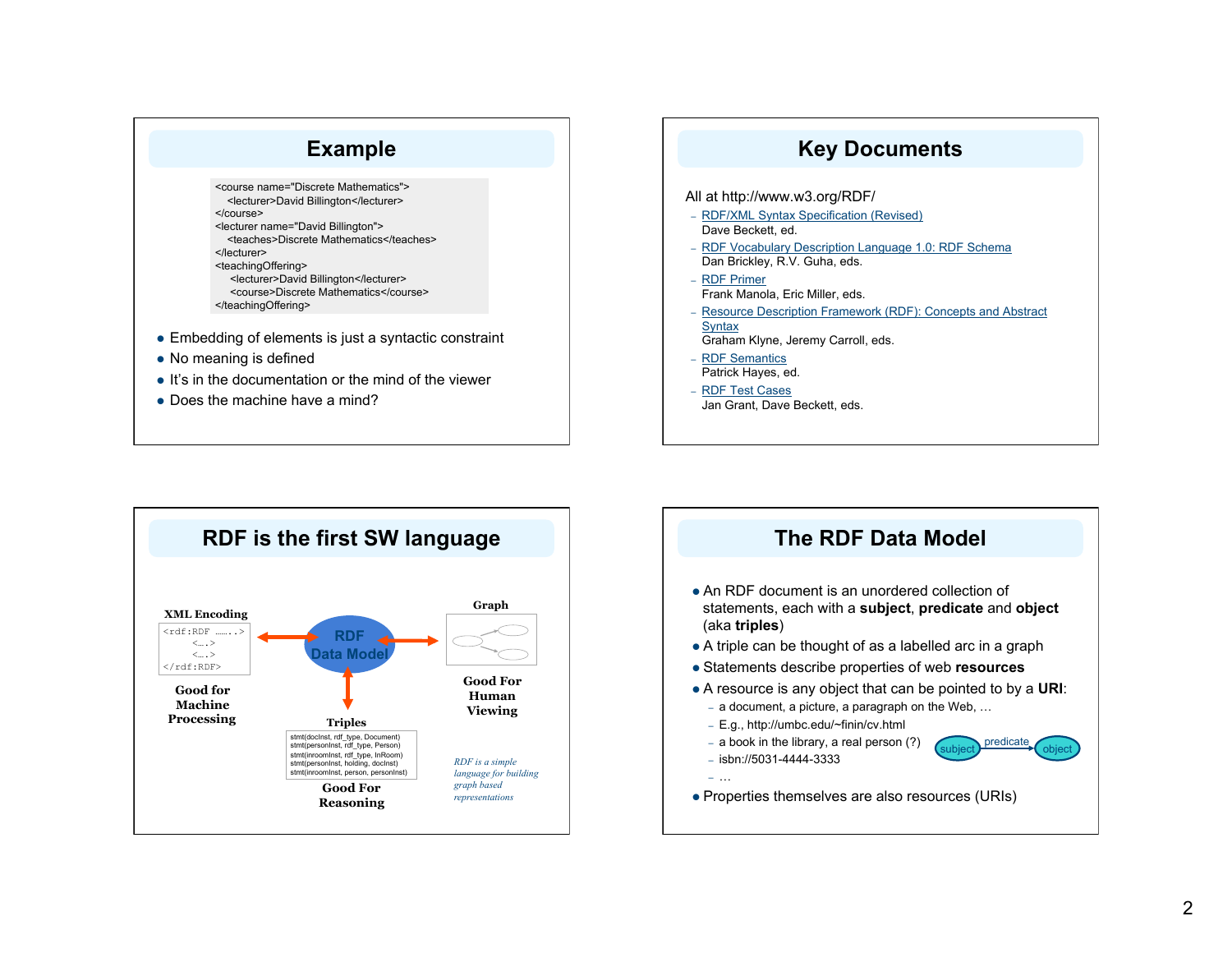## Example

```
<course name="Discrete Mathematics">
   <lecturer>David Billington</lecturer>
</course>
<lecturer name="David Billington">
   <teaches>Discrete Mathematics</teaches>
</lecturer>
<teachingOffering>
    <lecturer>David Billington</lecturer>
    <course>Discrete Mathematics</course>
</teachingOffering>
```

- Embedding of elements is just a syntactic constraint
- No meaning is defined
- It's in the documentation or the mind of the viewer
- Does the machine have a mind?

## Key Documents

All at http://www.w3.org/RDF/

- RDF/XML Syntax Specification (Revised)
  Dave Beckett, ed.
- RDF Vocabulary Description Language 1.0: RDF Schema
  Dan Brickley, R.V. Guha, eds.
- RDF Primer
  Frank Manola, Eric Miller, eds.
- Resource Description Framework (RDF): Concepts and Abstract Syntax
  Graham Klyne, Jeremy Carroll, eds.
- RDF Semantics
  Patrick Hayes, ed.
- RDF Test Cases
  Jan Grant, Dave Beckett, eds.

## RDF is the first SW language

**XML Encoding**

```
<rdf:RDF ……..>
   <….>
   <….>
</rdf:RDF>
```

**Good for Machine Processing**

**RDF Data Model**

**Graph**

**Good For Human Viewing**

**Triples**

```
stmt(docInst, rdf_type, Document)
stmt(personInst, rdf_type, Person)
stmt(inroomInst, rdf_type, InRoom)
stmt(personInst, holding, docInst)
stmt(inroomInst, person, personInst)
```

**Good For Reasoning**

*RDF is a simple language for building graph based representations*

## The RDF Data Model

- An RDF document is an unordered collection of statements, each with a **subject**, **predicate** and **object** (aka **triples**)
- A triple can be thought of as a labelled arc in a graph
- Statements describe properties of web **resources**
- A resource is any object that can be pointed to by a **URI**:
  - a document, a picture, a paragraph on the Web, …
  - E.g., http://umbc.edu/~finin/cv.html
  - a book in the library, a real person (?)
  - isbn://5031-4444-3333
  - …
- Properties themselves are also resources (URIs)

subject —predicate→ object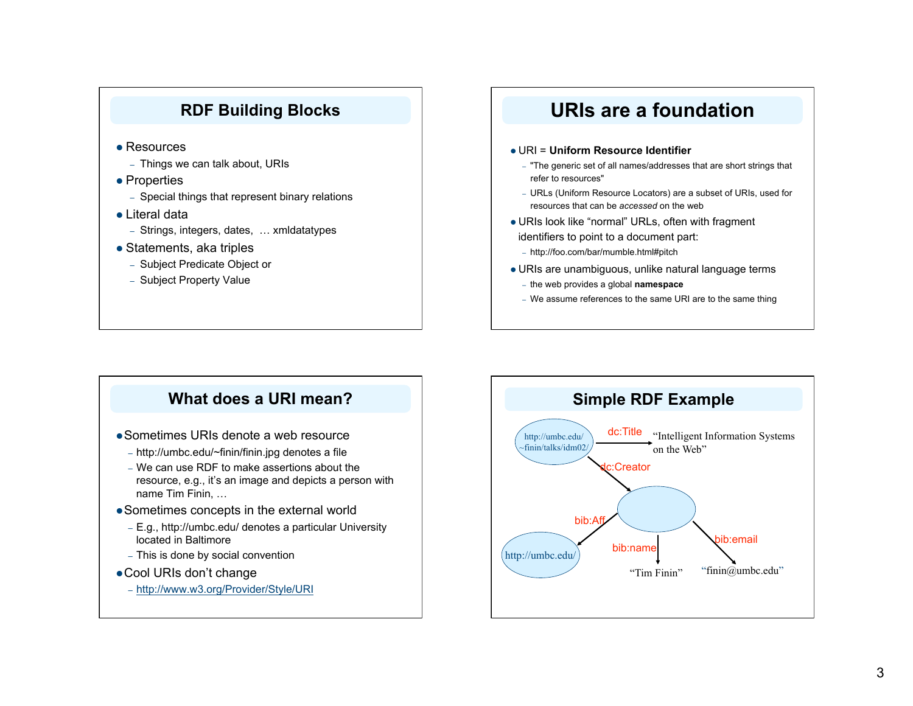## RDF Building Blocks

- Resources
  - Things we can talk about, URIs
- Properties
  - Special things that represent binary relations
- Literal data
  - Strings, integers, dates, … xmldatatypes
- Statements, aka triples
  - Subject Predicate Object or
  - Subject Property Value

## URIs are a foundation

- URI = **Uniform Resource Identifier**
  - "The generic set of all names/addresses that are short strings that refer to resources"
  - URLs (Uniform Resource Locators) are a subset of URIs, used for resources that can be *accessed* on the web
- URIs look like “normal” URLs, often with fragment identifiers to point to a document part:
  - http://foo.com/bar/mumble.html#pitch
- URIs are unambiguous, unlike natural language terms
  - the web provides a global **namespace**
  - We assume references to the same URI are to the same thing

## What does a URI mean?

- Sometimes URIs denote a web resource
  - http://umbc.edu/~finin/finin.jpg denotes a file
  - We can use RDF to make assertions about the resource, e.g., it’s an image and depicts a person with name Tim Finin, …
- Sometimes concepts in the external world
  - E.g., http://umbc.edu/ denotes a particular University located in Baltimore
  - This is done by social convention
- Cool URIs don’t change
  - http://www.w3.org/Provider/Style/URI

## Simple RDF Example

http://umbc.edu/~finin/talks/idm02/ — dc:Title → “Intelligent Information Systems on the Web”

http://umbc.edu/~finin/talks/idm02/ — dc:Creator → (blank node)

(blank node) — bib:Aff → http://umbc.edu/

(blank node) — bib:name → “Tim Finin”

(blank node) — bib:email → “finin@umbc.edu”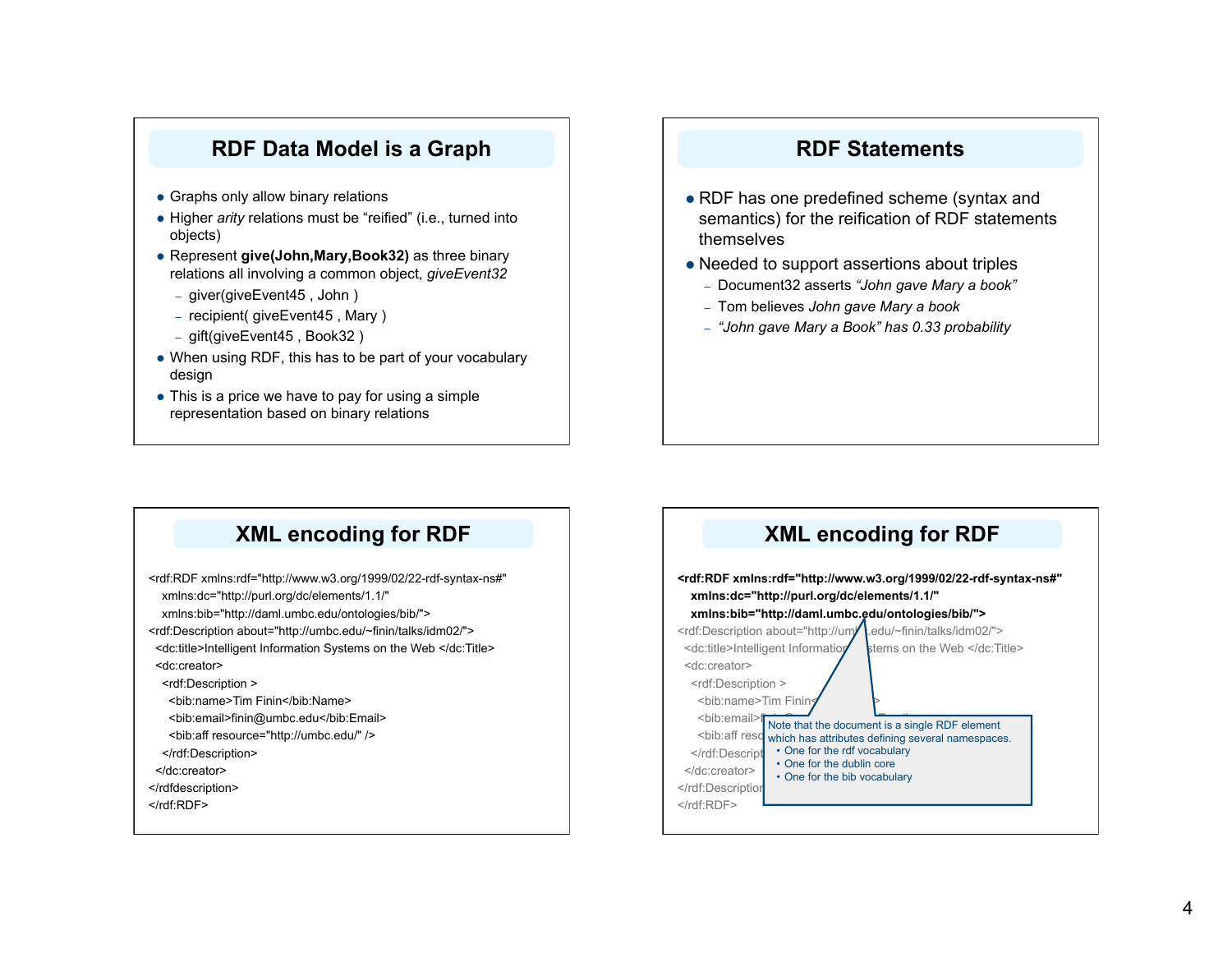## RDF Data Model is a Graph

- Graphs only allow binary relations
- Higher *arity* relations must be "reified" (i.e., turned into objects)
- Represent **give(John,Mary,Book32)** as three binary relations all involving a common object, *giveEvent32*
  - giver(giveEvent45 , John )
  - recipient( giveEvent45 , Mary )
  - gift(giveEvent45 , Book32 )
- When using RDF, this has to be part of your vocabulary design
- This is a price we have to pay for using a simple representation based on binary relations

## RDF Statements

- RDF has one predefined scheme (syntax and semantics) for the reification of RDF statements themselves
- Needed to support assertions about triples
  - Document32 asserts *"John gave Mary a book"*
  - Tom believes *John gave Mary a book*
  - *"John gave Mary a Book" has 0.33 probability*

## XML encoding for RDF

```
<rdf:RDF xmlns:rdf="http://www.w3.org/1999/02/22-rdf-syntax-ns#"
   xmlns:dc="http://purl.org/dc/elements/1.1/"
   xmlns:bib="http://daml.umbc.edu/ontologies/bib/">
<rdf:Description about="http://umbc.edu/~finin/talks/idm02/">
  <dc:title>Intelligent Information Systems on the Web </dc:Title>
  <dc:creator>
    <rdf:Description >
      <bib:name>Tim Finin</bib:Name>
      <bib:email>finin@umbc.edu</bib:Email>
      <bib:aff resource="http://umbc.edu/" />
    </rdf:Description>
  </dc:creator>
</rdfdescription>
</rdf:RDF>
```

## XML encoding for RDF

```
<rdf:RDF xmlns:rdf="http://www.w3.org/1999/02/22-rdf-syntax-ns#"
   xmlns:dc="http://purl.org/dc/elements/1.1/"
   xmlns:bib="http://daml.umbc.edu/ontologies/bib/">
<rdf:Description about="http://umbc.edu/~finin/talks/idm02/">
  <dc:title>Intelligent Information Systems on the Web </dc:Title>
  <dc:creator>
    <rdf:Description >
      <bib:name>Tim Finin</bib:Name>
      <bib:email>finin@umbc.edu</bib:Email>
      <bib:aff resource="http://umbc.edu/" />
    </rdf:Description>
  </dc:creator>
</rdf:Description>
</rdf:RDF>
```

Note that the document is a single RDF element which has attributes defining several namespaces.

- One for the rdf vocabulary
- One for the dublin core
- One for the bib vocabulary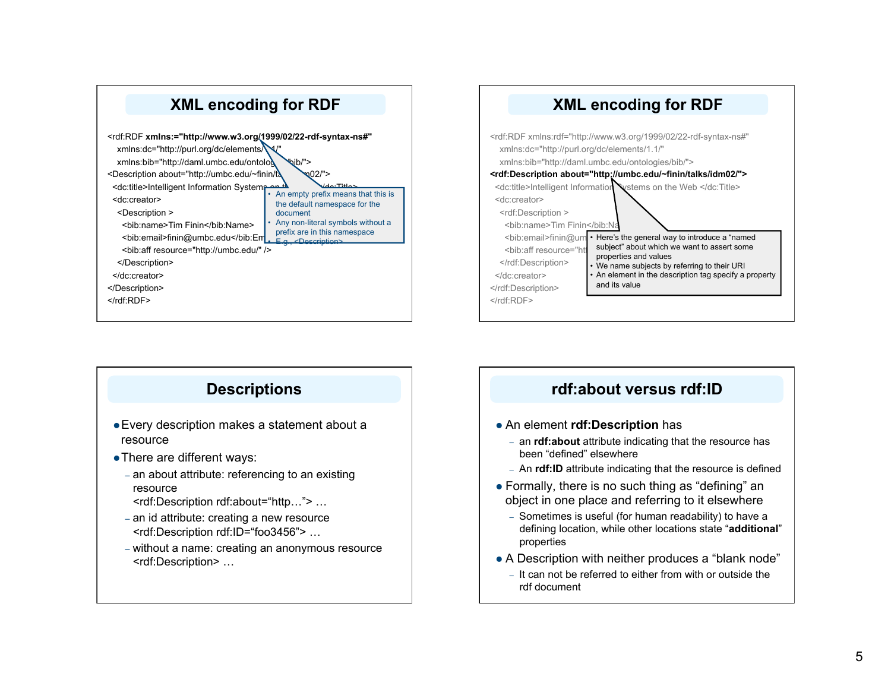## XML encoding for RDF

```
<rdf:RDF xmlns:="http://www.w3.org/1999/02/22-rdf-syntax-ns#"
   xmlns:dc="http://purl.org/dc/elements/1.1/"
   xmlns:bib="http://daml.umbc.edu/ontologies/bib/">
<Description about="http://umbc.edu/~finin/talks/idm02/">
  <dc:title>Intelligent Information Systems on the Web </dc:Title>
  <dc:creator>
    <Description >
      <bib:name>Tim Finin</bib:Name>
      <bib:email>finin@umbc.edu</bib:Email>
      <bib:aff resource="http://umbc.edu/" />
    </Description>
  </dc:creator>
</Description>
</rdf:RDF>
```

- An empty prefix means that this is the default namespace for the document
- Any non-literal symbols without a prefix are in this namespace
- E.g., <Description>

## XML encoding for RDF

```
<rdf:RDF xmlns:rdf="http://www.w3.org/1999/02/22-rdf-syntax-ns#"
   xmlns:dc="http://purl.org/dc/elements/1.1/"
   xmlns:bib="http://daml.umbc.edu/ontologies/bib/">
<rdf:Description about="http://umbc.edu/~finin/talks/idm02/">
  <dc:title>Intelligent Information Systems on the Web </dc:Title>
  <dc:creator>
    <rdf:Description >
      <bib:name>Tim Finin</bib:Name>
      <bib:email>finin@umbc.edu</bib:Email>
      <bib:aff resource="http://umbc.edu/" />
    </rdf:Description>
  </dc:creator>
</rdf:Description>
</rdf:RDF>
```

- Here's the general way to introduce a "named subject" about which we want to assert some properties and values
- We name subjects by referring to their URI
- An element in the description tag specify a property and its value

## Descriptions

- Every description makes a statement about a resource
- There are different ways:
  - an about attribute: referencing to an existing resource
    <rdf:Description rdf:about="http…"> …
  - an id attribute: creating a new resource
    <rdf:Description rdf:ID="foo3456"> …
  - without a name: creating an anonymous resource
    <rdf:Description> …

## rdf:about versus rdf:ID

- An element **rdf:Description** has
  - an **rdf:about** attribute indicating that the resource has been "defined" elsewhere
  - An **rdf:ID** attribute indicating that the resource is defined
- Formally, there is no such thing as "defining" an object in one place and referring to it elsewhere
  - Sometimes is useful (for human readability) to have a defining location, while other locations state "**additional**" properties
- A Description with neither produces a "blank node"
  - It can not be referred to either from with or outside the rdf document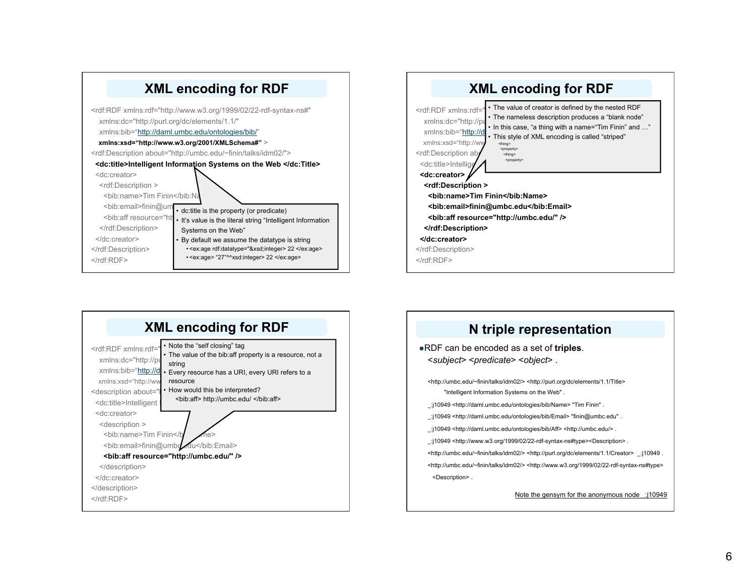## XML encoding for RDF

```
<rdf:RDF xmlns:rdf="http://www.w3.org/1999/02/22-rdf-syntax-ns#"
   xmlns:dc="http://purl.org/dc/elements/1.1/"
   xmlns:bib="http://daml.umbc.edu/ontologies/bib/"
   xmlns:xsd="http://www.w3.org/2001/XMLSchema#" >
<rdf:Description about="http://umbc.edu/~finin/talks/idm02/">
  <dc:title>Intelligent Information Systems on the Web </dc:Title>
  <dc:creator>
    <rdf:Description >
      <bib:name>Tim Finin</bib:Na
      <bib:email>finin@um
      <bib:aff resource="ht
    </rdf:Description>
  </dc:creator>
</rdf:Description>
</rdf:RDF>
```

- dc:title is the property (or predicate)
- It's value is the literal string "Intelligent Information Systems on the Web"
- By default we assume the datatype is string
  - <ex:age rdf:datatype="&xsd;integer> 22 </ex:age>
  - <ex:age> "27"^^xsd:integer> 22 </ex:age>

## XML encoding for RDF

```
<rdf:RDF xmlns:rdf="
   xmlns:dc="http://pu
   xmlns:bib="http://d
   xmlns:xsd="http://ww
<rdf:Description ab
  <dc:title>Intellig
  <dc:creator>
    <rdf:Description >
      <bib:name>Tim Finin</bib:Name>
      <bib:email>finin@umbc.edu</bib:Email>
      <bib:aff resource="http://umbc.edu/" />
    </rdf:Description>
  </dc:creator>
</rdf:Description>
</rdf:RDF>
```

- The value of creator is defined by the nested RDF
- The nameless description produces a "blank node"
- In this case, "a thing with a name="Tim Finin" and …"
- This style of XML encoding is called "striped"

```
<thing>
  <property>
    <thing>
      <property>
```

## XML encoding for RDF

```
<rdf:RDF xmlns:rdf="
   xmlns:dc="http://pu
   xmlns:bib="http://d
   xmlns:xsd="http://ww
<description about="
  <dc:title>Intelligent
  <dc:creator>
    <description >
      <bib:name>Tim Finin</b   me>
      <bib:email>finin@umb   du</bib:Email>
      <bib:aff resource="http://umbc.edu/" />
    </description>
  </dc:creator>
</description>
</rdf:RDF>
```

- Note the "self closing" tag
- The value of the bib:aff property is a resource, not a string
- Every resource has a URI, every URI refers to a resource
- How would this be interpreted?
  <bib:aff> http://umbc.edu/ </bib:aff>

## N triple representation

- RDF can be encoded as a set of **triples**.
  *<subject> <predicate> <object>* .

```
<http://umbc.edu/~finin/talks/idm02/> <http://purl.org/dc/elements/1.1/Title>
      "Intelligent Information Systems on the Web" .
_:j10949 <http://daml.umbc.edu/ontologies/bib/Name> "Tim Finin" .
_:j10949 <http://daml.umbc.edu/ontologies/bib/Email> "finin@umbc.edu" .
_:j10949 <http://daml.umbc.edu/ontologies/bib/Aff> <http://umbc.edu/> .
_:j10949 <http://www.w3.org/1999/02/22-rdf-syntax-ns#type><Description> .
<http://umbc.edu/~finin/talks/idm02/> <http://purl.org/dc/elements/1.1/Creator> _:j10949 .
<http://umbc.edu/~finin/talks/idm02/> <http://www.w3.org/1999/02/22-rdf-syntax-ns#type>
  <Description> .
```

Note the gensym for the anonymous node _:j10949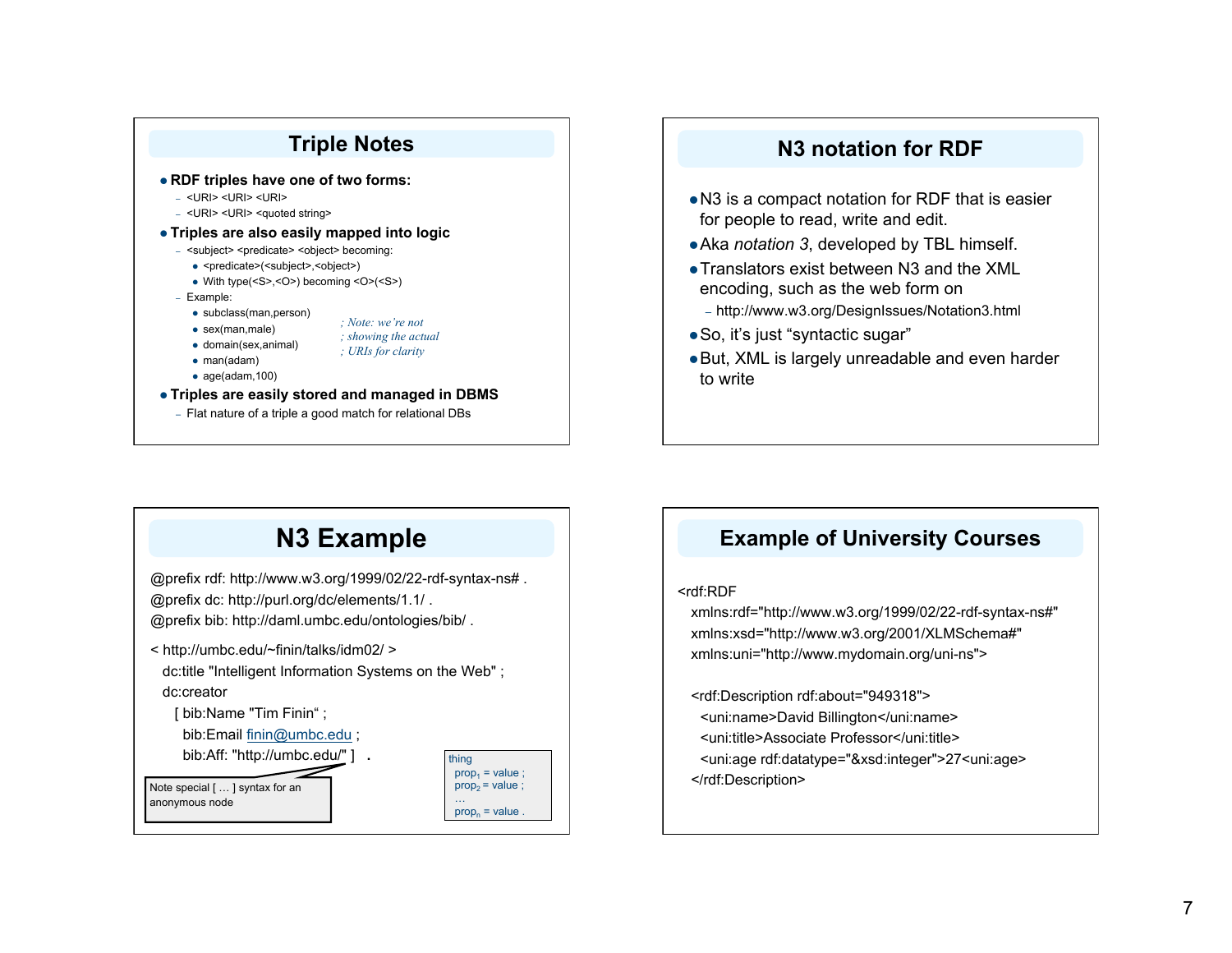## Triple Notes

- **RDF triples have one of two forms:**
  - <URI> <URI> <URI>
  - <URI> <URI> <quoted string>
- **Triples are also easily mapped into logic**
  - <subject> <predicate> <object> becoming:
    - <predicate>(<subject>,<object>)
    - With type(<S>,<O>) becoming <O>(<S>)
  - Example:
    - subclass(man,person)
    - sex(man,male)
    - domain(sex,animal)
    - man(adam)
    - age(adam,100)

    *; Note: we're not*
    *; showing the actual*
    *; URIs for clarity*
- **Triples are easily stored and managed in DBMS**
  - Flat nature of a triple a good match for relational DBs

## N3 notation for RDF

- N3 is a compact notation for RDF that is easier for people to read, write and edit.
- Aka *notation 3*, developed by TBL himself.
- Translators exist between N3 and the XML encoding, such as the web form on
  - http://www.w3.org/DesignIssues/Notation3.html
- So, it's just "syntactic sugar"
- But, XML is largely unreadable and even harder to write

## N3 Example

```
@prefix rdf: http://www.w3.org/1999/02/22-rdf-syntax-ns# .
@prefix dc: http://purl.org/dc/elements/1.1/ .
@prefix bib: http://daml.umbc.edu/ontologies/bib/ .

< http://umbc.edu/~finin/talks/idm02/ >
  dc:title "Intelligent Information Systems on the Web" ;
  dc:creator
    [ bib:Name "Tim Finin" ;
      bib:Email finin@umbc.edu ;
      bib:Aff: "http://umbc.edu/" ]  .
```

Note special [ … ] syntax for an anonymous node

```
thing
  prop1 = value ;
  prop2 = value ;
  …
  propn = value .
```

## Example of University Courses

```
<rdf:RDF
  xmlns:rdf="http://www.w3.org/1999/02/22-rdf-syntax-ns#"
  xmlns:xsd="http://www.w3.org/2001/XLMSchema#"
  xmlns:uni="http://www.mydomain.org/uni-ns">

  <rdf:Description rdf:about="949318">
    <uni:name>David Billington</uni:name>
    <uni:title>Associate Professor</uni:title>
    <uni:age rdf:datatype="&xsd:integer">27<uni:age>
  </rdf:Description>
```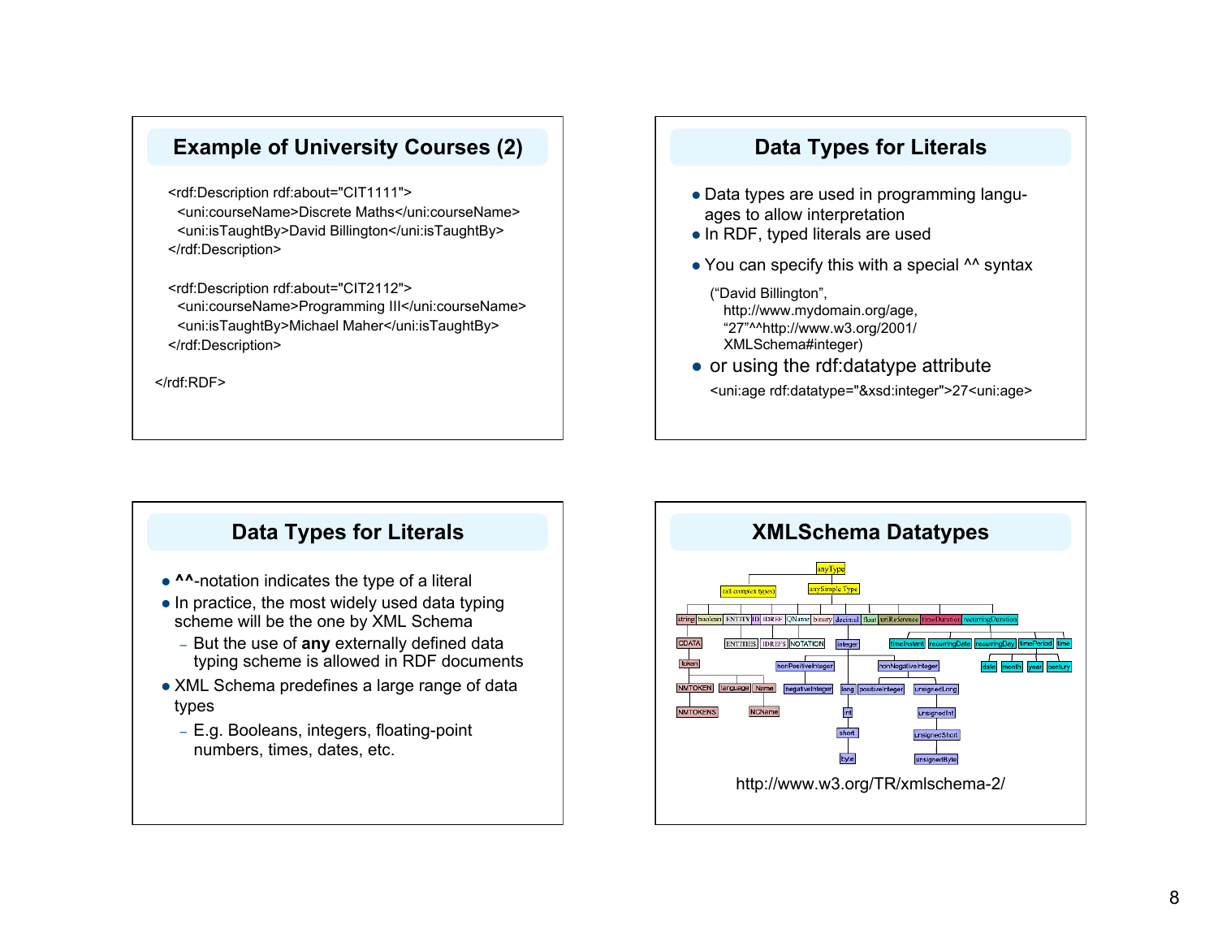## Example of University Courses (2)

```
<rdf:Description rdf:about="CIT1111">
  <uni:courseName>Discrete Maths</uni:courseName>
  <uni:isTaughtBy>David Billington</uni:isTaughtBy>
</rdf:Description>

<rdf:Description rdf:about="CIT2112">
  <uni:courseName>Programming III</uni:courseName>
  <uni:isTaughtBy>Michael Maher</uni:isTaughtBy>
</rdf:Description>

</rdf:RDF>
```

## Data Types for Literals

- Data types are used in programming languages to allow interpretation
- In RDF, typed literals are used
- You can specify this with a special ^^ syntax

  ("David Billington",
  http://www.mydomain.org/age,
  "27"^^http://www.w3.org/2001/XMLSchema#integer)

- or using the rdf:datatype attribute

  `<uni:age rdf:datatype="&xsd:integer">27<uni:age>`

## Data Types for Literals

- **^^**-notation indicates the type of a literal
- In practice, the most widely used data typing scheme will be the one by XML Schema
  - But the use of **any** externally defined data typing scheme is allowed in RDF documents
- XML Schema predefines a large range of data types
  - E.g. Booleans, integers, floating-point numbers, times, dates, etc.

## XMLSchema Datatypes

anyType

(all complex types) | anySimpleType

string | boolean | ENTITY | ID | IDREF | QName | binary | decimal | float | uriReference | timeDuration | recurringDuration

CDATA | ENTITIES | IDREFS | NOTATION | integer | timeInstant | recurringDate | recurringDay | timePeriod | time

token | nonPositiveInteger | nonNegativeInteger | date | month | year | century

NMTOKEN | language | Name | negativeInteger | long | positiveInteger | unsignedLong

NMTOKENS | NCName | int | unsignedInt

short | unsignedShort

byte | unsignedByte

http://www.w3.org/TR/xmlschema-2/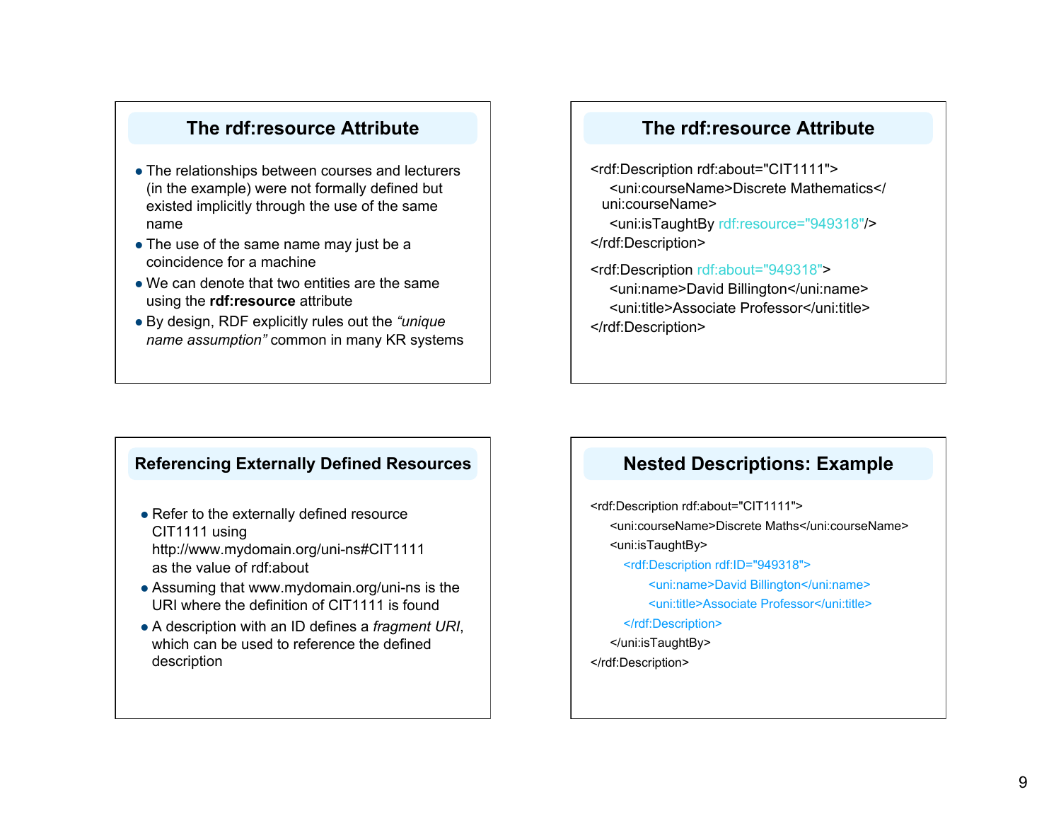## The rdf:resource Attribute

- The relationships between courses and lecturers (in the example) were not formally defined but existed implicitly through the use of the same name
- The use of the same name may just be a coincidence for a machine
- We can denote that two entities are the same using the **rdf:resource** attribute
- By design, RDF explicitly rules out the *"unique name assumption"* common in many KR systems

## The rdf:resource Attribute

```
<rdf:Description rdf:about="CIT1111">
    <uni:courseName>Discrete Mathematics</uni:courseName>
    <uni:isTaughtBy rdf:resource="949318"/>
</rdf:Description>

<rdf:Description rdf:about="949318">
    <uni:name>David Billington</uni:name>
    <uni:title>Associate Professor</uni:title>
</rdf:Description>
```

## Referencing Externally Defined Resources

- Refer to the externally defined resource CIT1111 using http://www.mydomain.org/uni-ns#CIT1111 as the value of rdf:about
- Assuming that www.mydomain.org/uni-ns is the URI where the definition of CIT1111 is found
- A description with an ID defines a *fragment URI*, which can be used to reference the defined description

## Nested Descriptions: Example

```
<rdf:Description rdf:about="CIT1111">
    <uni:courseName>Discrete Maths</uni:courseName>
    <uni:isTaughtBy>
        <rdf:Description rdf:ID="949318">
            <uni:name>David Billington</uni:name>
            <uni:title>Associate Professor</uni:title>
        </rdf:Description>
    </uni:isTaughtBy>
</rdf:Description>
```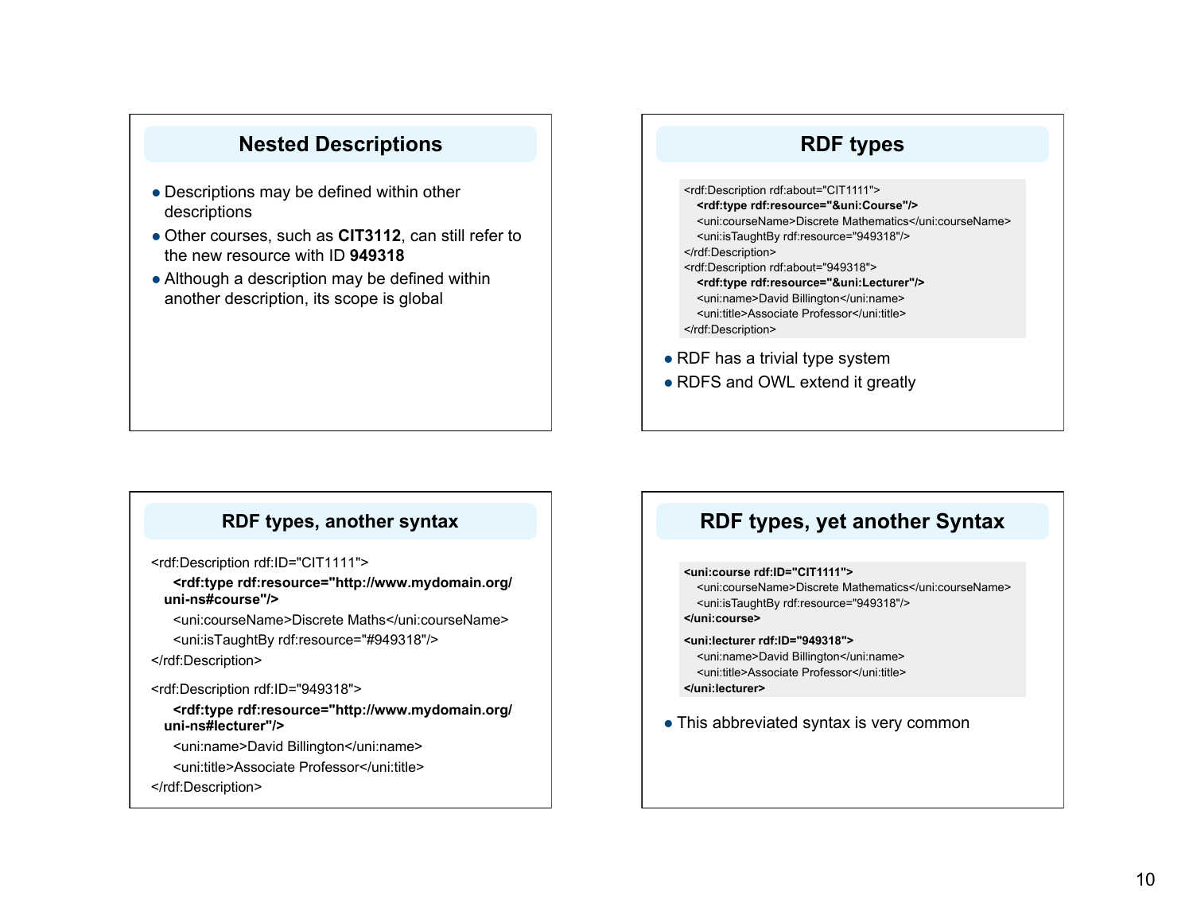## Nested Descriptions

- Descriptions may be defined within other descriptions
- Other courses, such as **CIT3112**, can still refer to the new resource with ID **949318**
- Although a description may be defined within another description, its scope is global

## RDF types

```
<rdf:Description rdf:about="CIT1111">
   <rdf:type rdf:resource="&uni:Course"/>
   <uni:courseName>Discrete Mathematics</uni:courseName>
   <uni:isTaughtBy rdf:resource="949318"/>
</rdf:Description>
<rdf:Description rdf:about="949318">
   <rdf:type rdf:resource="&uni:Lecturer"/>
   <uni:name>David Billington</uni:name>
   <uni:title>Associate Professor</uni:title>
</rdf:Description>
```

- RDF has a trivial type system
- RDFS and OWL extend it greatly

## RDF types, another syntax

```
<rdf:Description rdf:ID="CIT1111">
   <rdf:type rdf:resource="http://www.mydomain.org/uni-ns#course"/>
   <uni:courseName>Discrete Maths</uni:courseName>
   <uni:isTaughtBy rdf:resource="#949318"/>
</rdf:Description>

<rdf:Description rdf:ID="949318">
   <rdf:type rdf:resource="http://www.mydomain.org/uni-ns#lecturer"/>
   <uni:name>David Billington</uni:name>
   <uni:title>Associate Professor</uni:title>
</rdf:Description>
```

## RDF types, yet another Syntax

```
<uni:course rdf:ID="CIT1111">
   <uni:courseName>Discrete Mathematics</uni:courseName>
   <uni:isTaughtBy rdf:resource="949318"/>
</uni:course>
<uni:lecturer rdf:ID="949318">
   <uni:name>David Billington</uni:name>
   <uni:title>Associate Professor</uni:title>
</uni:lecturer>
```

- This abbreviated syntax is very common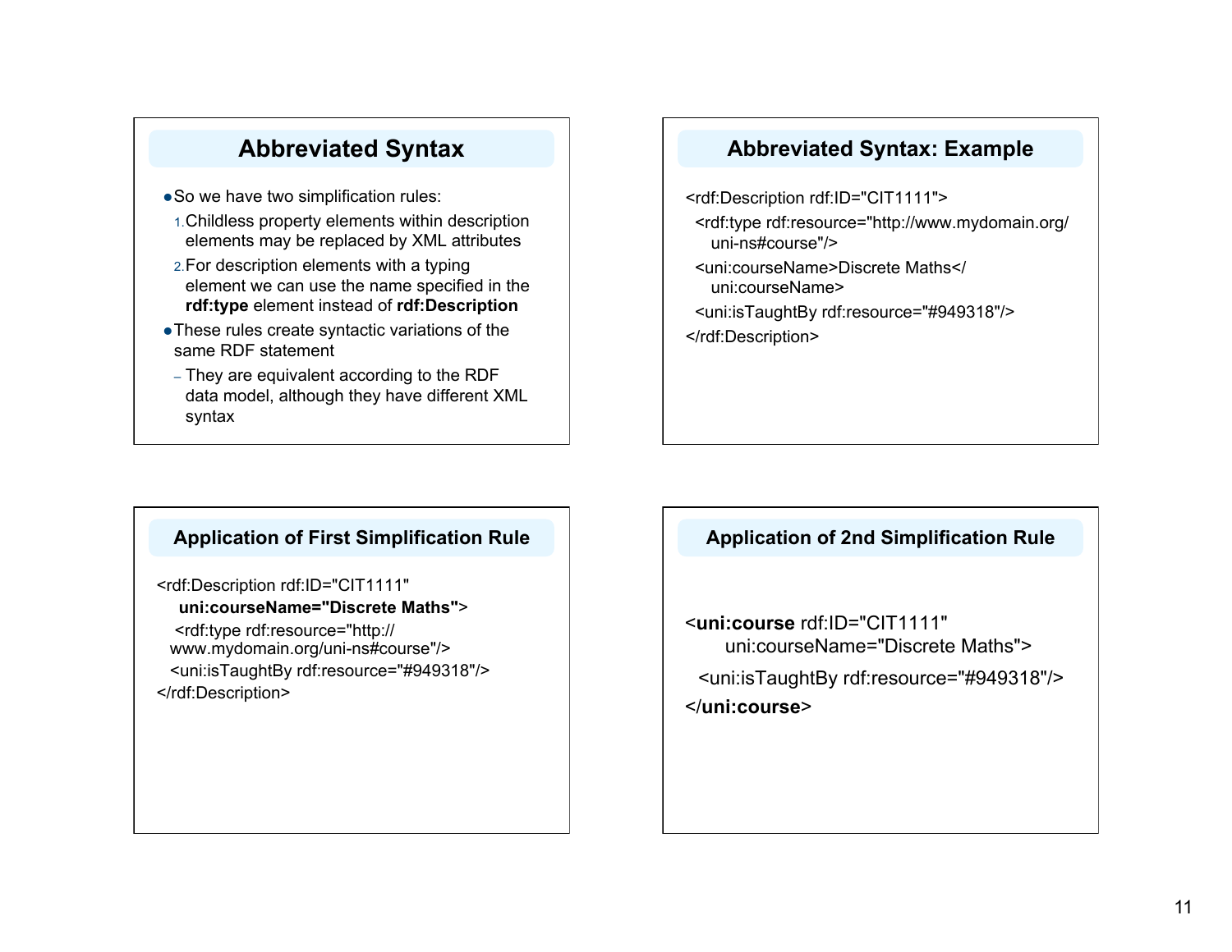## Abbreviated Syntax

- So we have two simplification rules:
  1. Childless property elements within description elements may be replaced by XML attributes
  2. For description elements with a typing element we can use the name specified in the **rdf:type** element instead of **rdf:Description**
- These rules create syntactic variations of the same RDF statement
  - They are equivalent according to the RDF data model, although they have different XML syntax

## Abbreviated Syntax: Example

```
<rdf:Description rdf:ID="CIT1111">
  <rdf:type rdf:resource="http://www.mydomain.org/
    uni-ns#course"/>
  <uni:courseName>Discrete Maths</
    uni:courseName>
  <uni:isTaughtBy rdf:resource="#949318"/>
</rdf:Description>
```

## Application of First Simplification Rule

```
<rdf:Description rdf:ID="CIT1111"
    uni:courseName="Discrete Maths">
   <rdf:type rdf:resource="http://
  www.mydomain.org/uni-ns#course"/>
  <uni:isTaughtBy rdf:resource="#949318"/>
</rdf:Description>
```

## Application of 2nd Simplification Rule

```
<uni:course rdf:ID="CIT1111"
      uni:courseName="Discrete Maths">
  <uni:isTaughtBy rdf:resource="#949318"/>
</uni:course>
```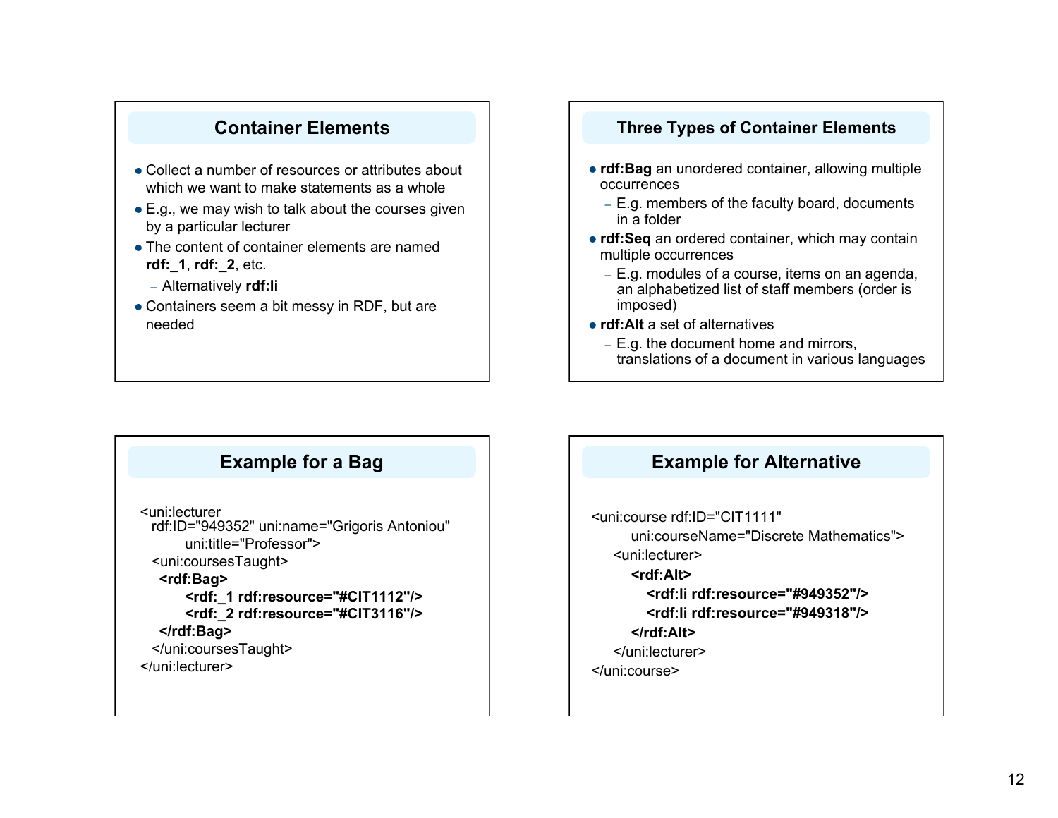## Container Elements

- Collect a number of resources or attributes about which we want to make statements as a whole
- E.g., we may wish to talk about the courses given by a particular lecturer
- The content of container elements are named **rdf:_1**, **rdf:_2**, etc.
  - Alternatively **rdf:li**
- Containers seem a bit messy in RDF, but are needed

## Three Types of Container Elements

- **rdf:Bag** an unordered container, allowing multiple occurrences
  - E.g. members of the faculty board, documents in a folder
- **rdf:Seq** an ordered container, which may contain multiple occurrences
  - E.g. modules of a course, items on an agenda, an alphabetized list of staff members (order is imposed)
- **rdf:Alt** a set of alternatives
  - E.g. the document home and mirrors, translations of a document in various languages

## Example for a Bag

```
<uni:lecturer
  rdf:ID="949352" uni:name="Grigoris Antoniou"
        uni:title="Professor">
  <uni:coursesTaught>
   <rdf:Bag>
        <rdf:_1 rdf:resource="#CIT1112"/>
        <rdf:_2 rdf:resource="#CIT3116"/>
   </rdf:Bag>
  </uni:coursesTaught>
</uni:lecturer>
```

## Example for Alternative

```
<uni:course rdf:ID="CIT1111"
        uni:courseName="Discrete Mathematics">
    <uni:lecturer>
        <rdf:Alt>
            <rdf:li rdf:resource="#949352"/>
            <rdf:li rdf:resource="#949318"/>
        </rdf:Alt>
    </uni:lecturer>
</uni:course>
```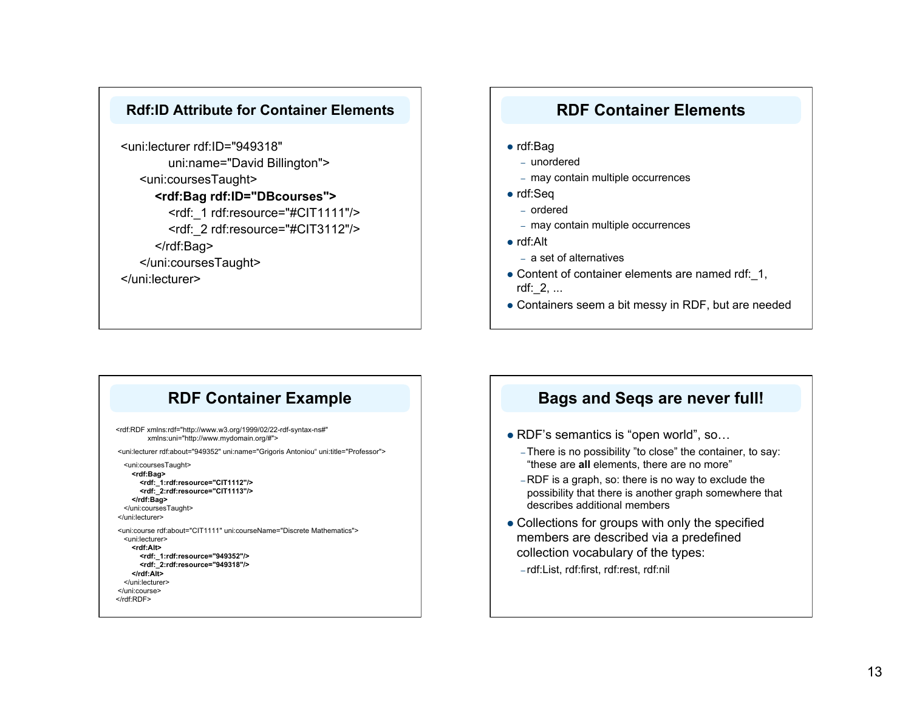## Rdf:ID Attribute for Container Elements

```
<uni:lecturer rdf:ID="949318"
            uni:name="David Billington">
    <uni:coursesTaught>
        <rdf:Bag rdf:ID="DBcourses">
            <rdf:_1 rdf:resource="#CIT1111"/>
            <rdf:_2 rdf:resource="#CIT3112"/>
        </rdf:Bag>
    </uni:coursesTaught>
</uni:lecturer>
```

## RDF Container Elements

- rdf:Bag
  - unordered
  - may contain multiple occurrences
- rdf:Seq
  - ordered
  - may contain multiple occurrences
- rdf:Alt
  - a set of alternatives
- Content of container elements are named rdf:_1, rdf:_2, ...
- Containers seem a bit messy in RDF, but are needed

## RDF Container Example

```
<rdf:RDF xmlns:rdf="http://www.w3.org/1999/02/22-rdf-syntax-ns#"
         xmlns:uni="http://www.mydomain.org/#">

 <uni:lecturer rdf:about="949352" uni:name="Grigoris Antoniou" uni:title="Professor">
   <uni:coursesTaught>
      <rdf:Bag>
         <rdf:_1:rdf:resource="CIT1112"/>
         <rdf:_2:rdf:resource="CIT1113"/>
      </rdf:Bag>
   </uni:coursesTaught>
 </uni:lecturer>

 <uni:course rdf:about="CIT1111" uni:courseName="Discrete Mathematics">
   <uni:lecturer>
      <rdf:Alt>
         <rdf:_1:rdf:resource="949352"/>
         <rdf:_2:rdf:resource="949318"/>
      </rdf:Alt>
   </uni:lecturer>
 </uni:course>
</rdf:RDF>
```

## Bags and Seqs are never full!

- RDF's semantics is "open world", so…
  - There is no possibility "to close" the container, to say: "these are **all** elements, there are no more"
  - RDF is a graph, so: there is no way to exclude the possibility that there is another graph somewhere that describes additional members
- Collections for groups with only the specified members are described via a predefined collection vocabulary of the types:
  - rdf:List, rdf:first, rdf:rest, rdf:nil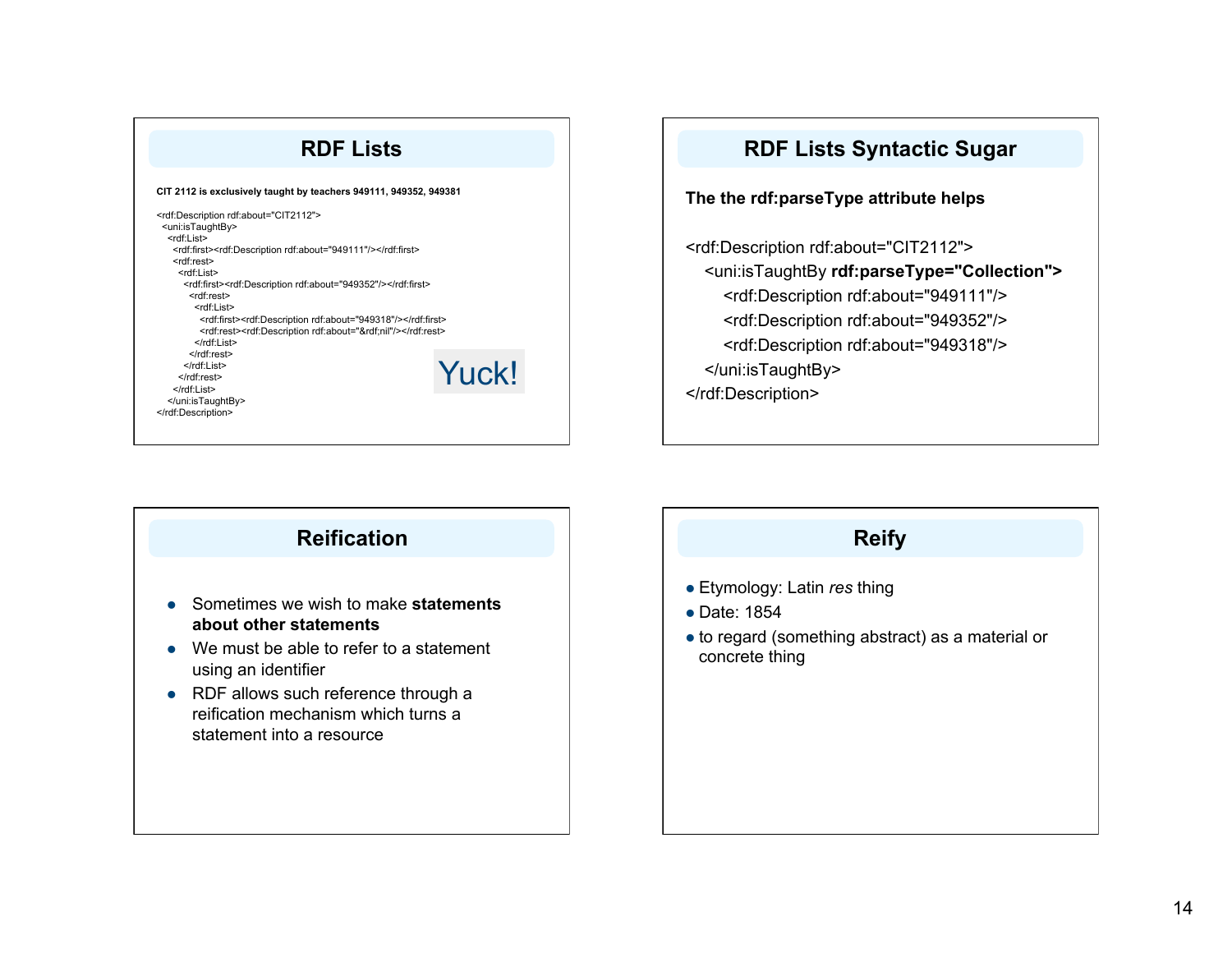## RDF Lists

**CIT 2112 is exclusively taught by teachers 949111, 949352, 949381**

```
<rdf:Description rdf:about="CIT2112">
 <uni:isTaughtBy>
  <rdf:List>
   <rdf:first><rdf:Description rdf:about="949111"/></rdf:first>
   <rdf:rest>
    <rdf:List>
     <rdf:first><rdf:Description rdf:about="949352"/></rdf:first>
      <rdf:rest>
       <rdf:List>
        <rdf:first><rdf:Description rdf:about="949318"/></rdf:first>
        <rdf:rest><rdf:Description rdf:about="&rdf;nil"/></rdf:rest>
       </rdf:List>
      </rdf:rest>
     </rdf:List>
    </rdf:rest>
   </rdf:List>
  </uni:isTaughtBy>
</rdf:Description>
```

Yuck!

## RDF Lists Syntactic Sugar

**The the rdf:parseType attribute helps**

```
<rdf:Description rdf:about="CIT2112">
   <uni:isTaughtBy rdf:parseType="Collection">
      <rdf:Description rdf:about="949111"/>
      <rdf:Description rdf:about="949352"/>
      <rdf:Description rdf:about="949318"/>
   </uni:isTaughtBy>
</rdf:Description>
```

## Reification

- Sometimes we wish to make **statements about other statements**
- We must be able to refer to a statement using an identifier
- RDF allows such reference through a reification mechanism which turns a statement into a resource

## Reify

- Etymology: Latin *res* thing
- Date: 1854
- to regard (something abstract) as a material or concrete thing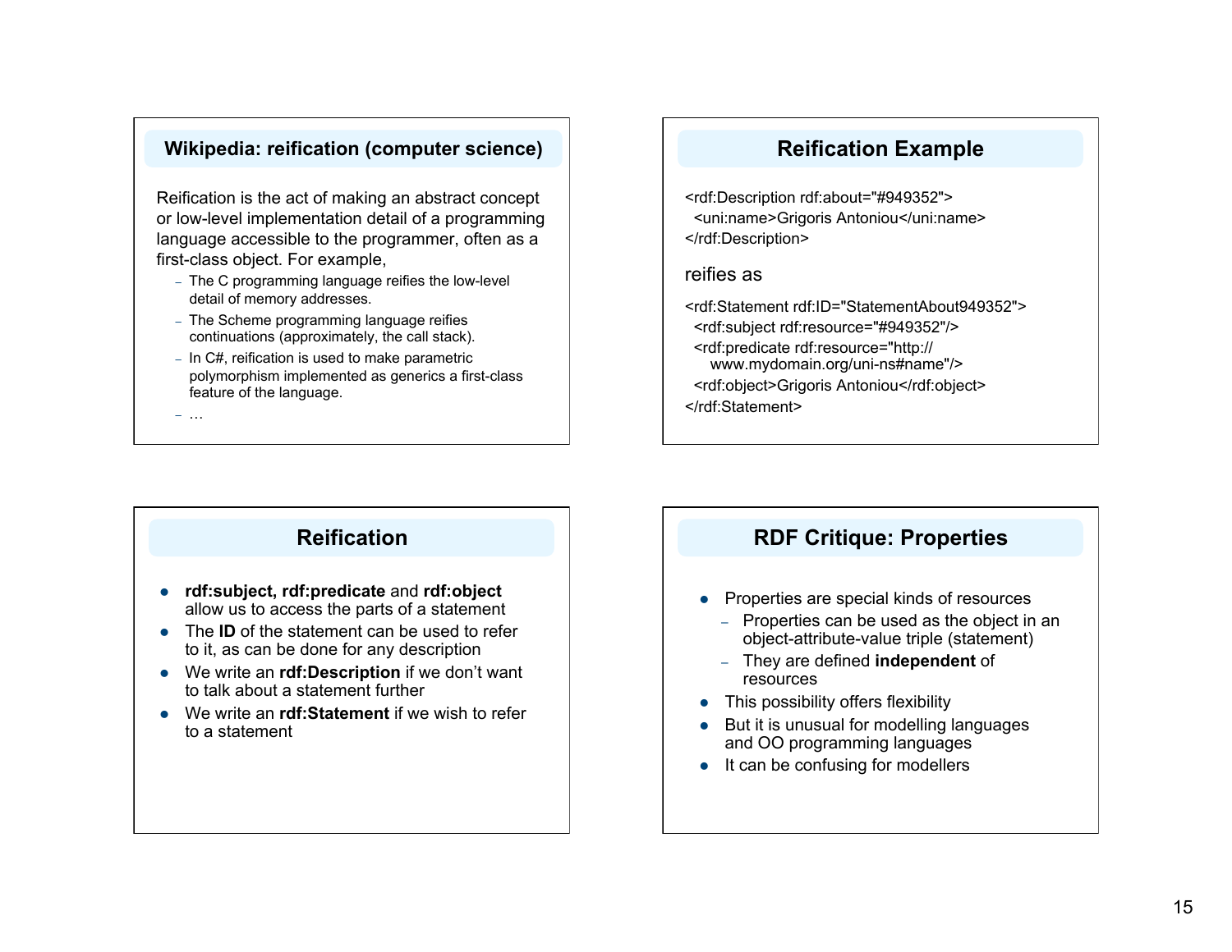## Wikipedia: reification (computer science)

Reification is the act of making an abstract concept or low-level implementation detail of a programming language accessible to the programmer, often as a first-class object. For example,

- The C programming language reifies the low-level detail of memory addresses.
- The Scheme programming language reifies continuations (approximately, the call stack).
- In C#, reification is used to make parametric polymorphism implemented as generics a first-class feature of the language.
- …

## Reification Example

```
<rdf:Description rdf:about="#949352">
  <uni:name>Grigoris Antoniou</uni:name>
</rdf:Description>
```

reifies as

```
<rdf:Statement rdf:ID="StatementAbout949352">
  <rdf:subject rdf:resource="#949352"/>
  <rdf:predicate rdf:resource="http://
     www.mydomain.org/uni-ns#name"/>
  <rdf:object>Grigoris Antoniou</rdf:object>
</rdf:Statement>
```

## Reification

- **rdf:subject, rdf:predicate** and **rdf:object** allow us to access the parts of a statement
- The **ID** of the statement can be used to refer to it, as can be done for any description
- We write an **rdf:Description** if we don't want to talk about a statement further
- We write an **rdf:Statement** if we wish to refer to a statement

## RDF Critique: Properties

- Properties are special kinds of resources
  - Properties can be used as the object in an object-attribute-value triple (statement)
  - They are defined **independent** of resources
- This possibility offers flexibility
- But it is unusual for modelling languages and OO programming languages
- It can be confusing for modellers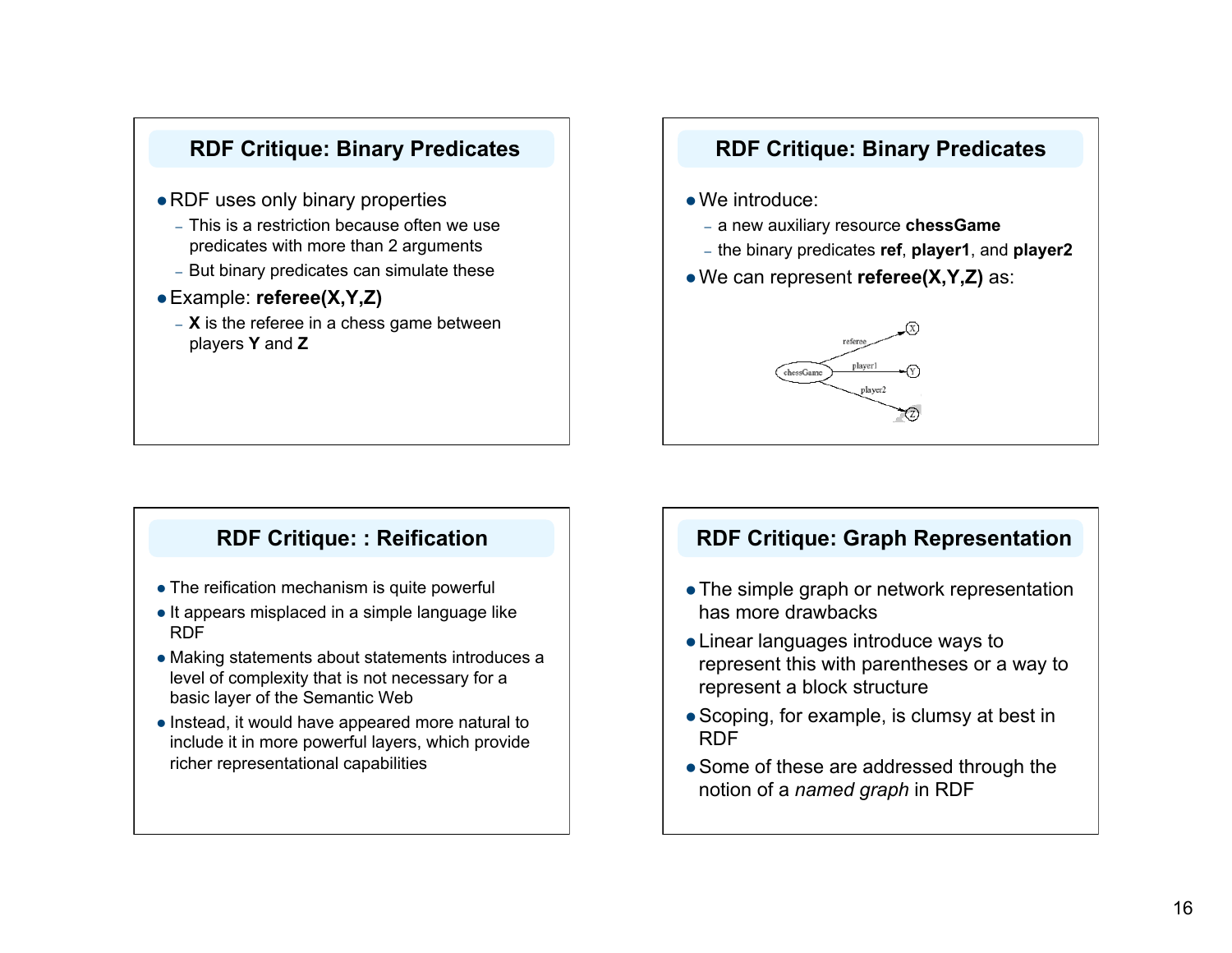## RDF Critique: Binary Predicates

- RDF uses only binary properties
  - This is a restriction because often we use predicates with more than 2 arguments
  - But binary predicates can simulate these
- Example: **referee(X,Y,Z)**
  - **X** is the referee in a chess game between players **Y** and **Z**

## RDF Critique: Binary Predicates

- We introduce:
  - a new auxiliary resource **chessGame**
  - the binary predicates **ref**, **player1**, and **player2**
- We can represent **referee(X,Y,Z)** as:

chessGame —referee→ X
chessGame —player1→ Y
chessGame —player2→ Z

## RDF Critique: : Reification

- The reification mechanism is quite powerful
- It appears misplaced in a simple language like RDF
- Making statements about statements introduces a level of complexity that is not necessary for a basic layer of the Semantic Web
- Instead, it would have appeared more natural to include it in more powerful layers, which provide richer representational capabilities

## RDF Critique: Graph Representation

- The simple graph or network representation has more drawbacks
- Linear languages introduce ways to represent this with parentheses or a way to represent a block structure
- Scoping, for example, is clumsy at best in RDF
- Some of these are addressed through the notion of a *named graph* in RDF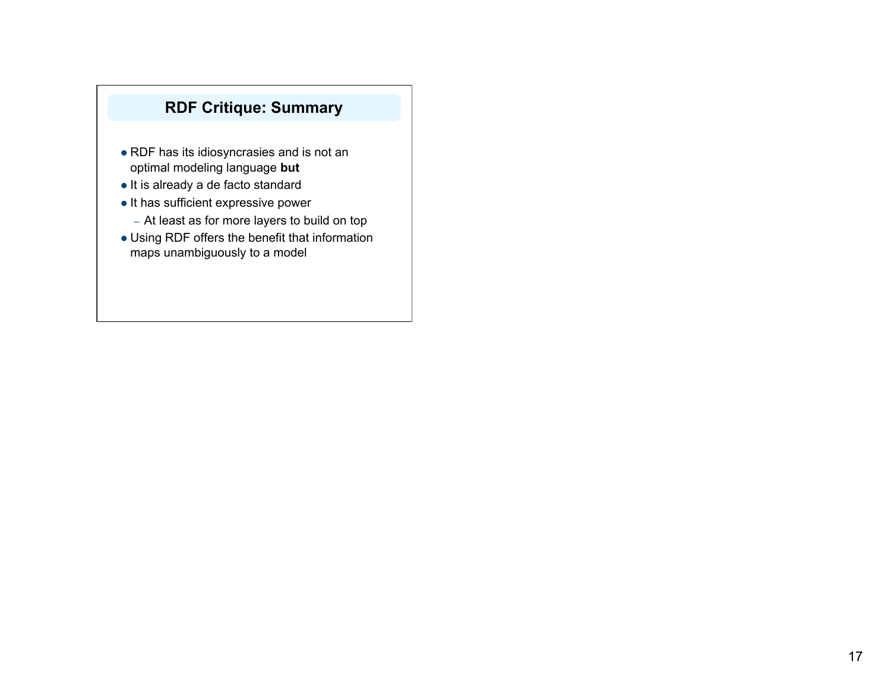## RDF Critique: Summary

- RDF has its idiosyncrasies and is not an optimal modeling language **but**
- It is already a de facto standard
- It has sufficient expressive power
  - At least as for more layers to build on top
- Using RDF offers the benefit that information maps unambiguously to a model